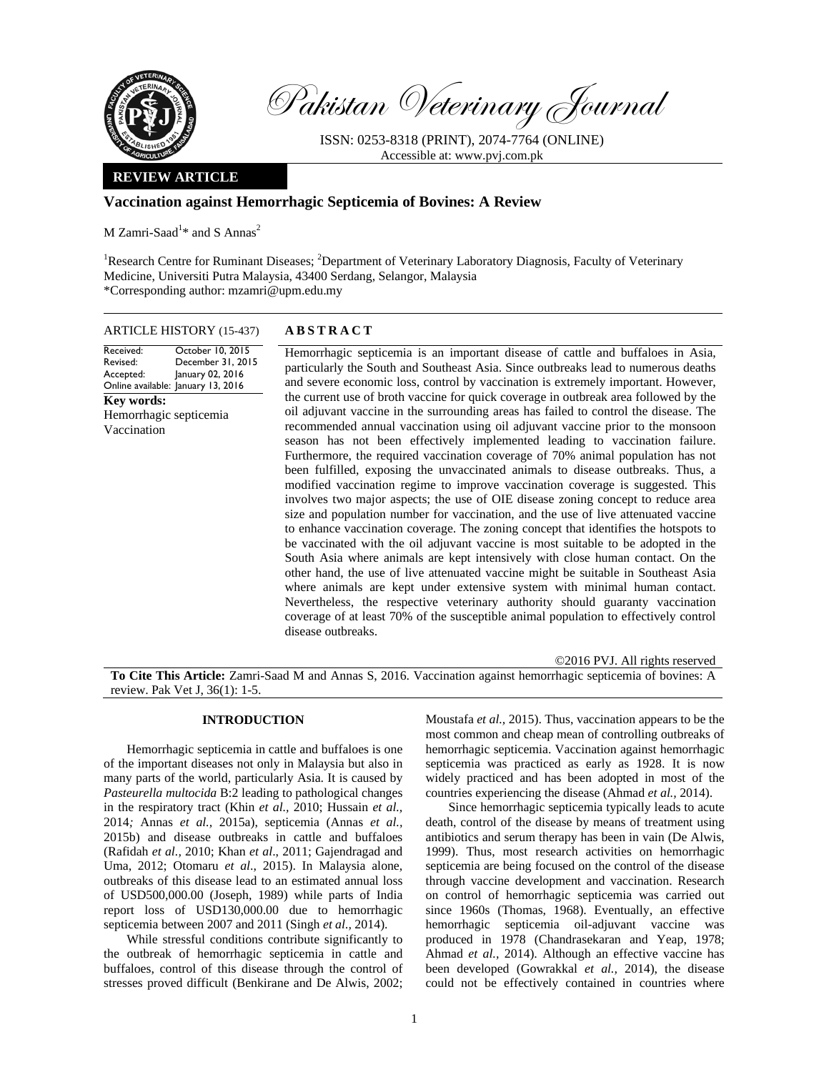# Pakistan Veterinary Journal

ISSN: 0253-8318 (PRINT), 2074-7764 (ONLINE)
Accessible at: www.pvj.com.pk

**REVIEW ARTICLE**

## Vaccination against Hemorrhagic Septicemia of Bovines: A Review

M Zamri-Saad[1]* and S Annas[2]

[1]Research Centre for Ruminant Diseases; [2]Department of Veterinary Laboratory Diagnosis, Faculty of Veterinary Medicine, Universiti Putra Malaysia, 43400 Serdang, Selangor, Malaysia
*Corresponding author: mzamri@upm.edu.my

**ARTICLE HISTORY** (15-437)

Received: October 10, 2015
Revised: December 31, 2015
Accepted: January 02, 2016
Online available: January 13, 2016

**Key words:**
Hemorrhagic septicemia
Vaccination

**ABSTRACT**

Hemorrhagic septicemia is an important disease of cattle and buffaloes in Asia, particularly the South and Southeast Asia. Since outbreaks lead to numerous deaths and severe economic loss, control by vaccination is extremely important. However, the current use of broth vaccine for quick coverage in outbreak area followed by the oil adjuvant vaccine in the surrounding areas has failed to control the disease. The recommended annual vaccination using oil adjuvant vaccine prior to the monsoon season has not been effectively implemented leading to vaccination failure. Furthermore, the required vaccination coverage of 70% animal population has not been fulfilled, exposing the unvaccinated animals to disease outbreaks. Thus, a modified vaccination regime to improve vaccination coverage is suggested. This involves two major aspects; the use of OIE disease zoning concept to reduce area size and population number for vaccination, and the use of live attenuated vaccine to enhance vaccination coverage. The zoning concept that identifies the hotspots to be vaccinated with the oil adjuvant vaccine is most suitable to be adopted in the South Asia where animals are kept intensively with close human contact. On the other hand, the use of live attenuated vaccine might be suitable in Southeast Asia where animals are kept under extensive system with minimal human contact. Nevertheless, the respective veterinary authority should guaranty vaccination coverage of at least 70% of the susceptible animal population to effectively control disease outbreaks.

©2016 PVJ. All rights reserved

**To Cite This Article:** Zamri-Saad M and Annas S, 2016. Vaccination against hemorrhagic septicemia of bovines: A review. Pak Vet J, 36(1): 1-5.

### INTRODUCTION

Hemorrhagic septicemia in cattle and buffaloes is one of the important diseases not only in Malaysia but also in many parts of the world, particularly Asia. It is caused by *Pasteurella multocida* B:2 leading to pathological changes in the respiratory tract (Khin *et al.,* 2010; Hussain *et al.,* 2014*;* Annas *et al.,* 2015a)*,* septicemia (Annas *et al.,* 2015b) and disease outbreaks in cattle and buffaloes (Rafidah *et al.,* 2010; Khan *et al*., 2011; Gajendragad and Uma, 2012; Otomaru *et al*., 2015). In Malaysia alone, outbreaks of this disease lead to an estimated annual loss of USD500,000.00 (Joseph, 1989) while parts of India report loss of USD130,000.00 due to hemorrhagic septicemia between 2007 and 2011 (Singh *et al.,* 2014).

While stressful conditions contribute significantly to the outbreak of hemorrhagic septicemia in cattle and buffaloes, control of this disease through the control of stresses proved difficult (Benkirane and De Alwis, 2002; Moustafa *et al.,* 2015). Thus, vaccination appears to be the most common and cheap mean of controlling outbreaks of hemorrhagic septicemia. Vaccination against hemorrhagic septicemia was practiced as early as 1928. It is now widely practiced and has been adopted in most of the countries experiencing the disease (Ahmad *et al.,* 2014).

Since hemorrhagic septicemia typically leads to acute death, control of the disease by means of treatment using antibiotics and serum therapy has been in vain (De Alwis, 1999). Thus, most research activities on hemorrhagic septicemia are being focused on the control of the disease through vaccine development and vaccination. Research on control of hemorrhagic septicemia was carried out since 1960s (Thomas, 1968). Eventually, an effective hemorrhagic septicemia oil-adjuvant vaccine was produced in 1978 (Chandrasekaran and Yeap, 1978; Ahmad *et al.,* 2014). Although an effective vaccine has been developed (Gowrakkal *et al.,* 2014), the disease could not be effectively contained in countries where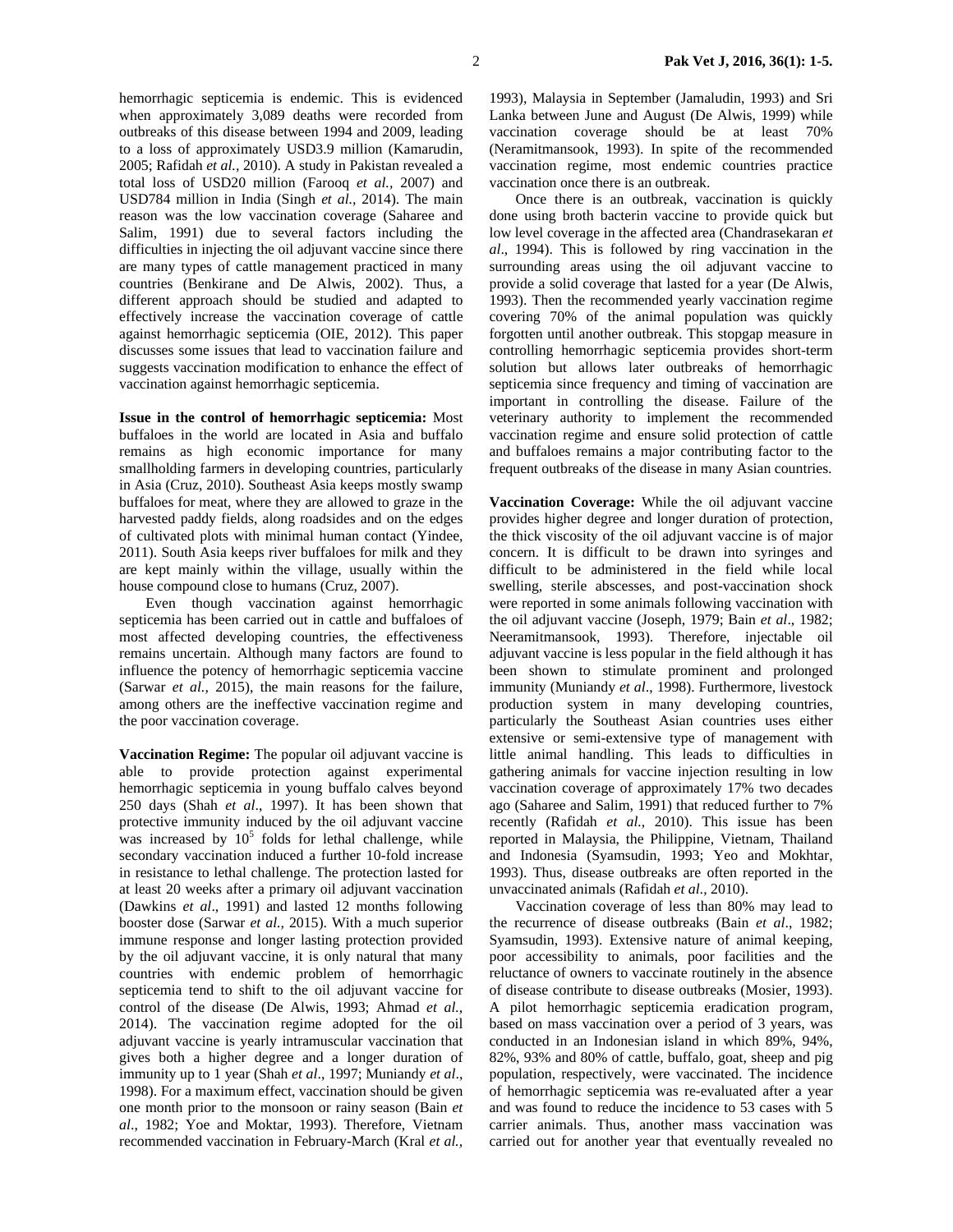hemorrhagic septicemia is endemic. This is evidenced when approximately 3,089 deaths were recorded from outbreaks of this disease between 1994 and 2009, leading to a loss of approximately USD3.9 million (Kamarudin, 2005; Rafidah *et al.*, 2010). A study in Pakistan revealed a total loss of USD20 million (Farooq *et al.*, 2007) and USD784 million in India (Singh *et al.*, 2014). The main reason was the low vaccination coverage (Saharee and Salim, 1991) due to several factors including the difficulties in injecting the oil adjuvant vaccine since there are many types of cattle management practiced in many countries (Benkirane and De Alwis, 2002). Thus, a different approach should be studied and adapted to effectively increase the vaccination coverage of cattle against hemorrhagic septicemia (OIE, 2012). This paper discusses some issues that lead to vaccination failure and suggests vaccination modification to enhance the effect of vaccination against hemorrhagic septicemia.

**Issue in the control of hemorrhagic septicemia:** Most buffaloes in the world are located in Asia and buffalo remains as high economic importance for many smallholding farmers in developing countries, particularly in Asia (Cruz, 2010). Southeast Asia keeps mostly swamp buffaloes for meat, where they are allowed to graze in the harvested paddy fields, along roadsides and on the edges of cultivated plots with minimal human contact (Yindee, 2011). South Asia keeps river buffaloes for milk and they are kept mainly within the village, usually within the house compound close to humans (Cruz, 2007).

Even though vaccination against hemorrhagic septicemia has been carried out in cattle and buffaloes of most affected developing countries, the effectiveness remains uncertain. Although many factors are found to influence the potency of hemorrhagic septicemia vaccine (Sarwar *et al.*, 2015), the main reasons for the failure, among others are the ineffective vaccination regime and the poor vaccination coverage.

**Vaccination Regime:** The popular oil adjuvant vaccine is able to provide protection against experimental hemorrhagic septicemia in young buffalo calves beyond 250 days (Shah *et al*., 1997). It has been shown that protective immunity induced by the oil adjuvant vaccine was increased by $10^5$ folds for lethal challenge, while secondary vaccination induced a further 10-fold increase in resistance to lethal challenge. The protection lasted for at least 20 weeks after a primary oil adjuvant vaccination (Dawkins *et al*., 1991) and lasted 12 months following booster dose (Sarwar *et al.*, 2015). With a much superior immune response and longer lasting protection provided by the oil adjuvant vaccine, it is only natural that many countries with endemic problem of hemorrhagic septicemia tend to shift to the oil adjuvant vaccine for control of the disease (De Alwis, 1993; Ahmad *et al.*, 2014). The vaccination regime adopted for the oil adjuvant vaccine is yearly intramuscular vaccination that gives both a higher degree and a longer duration of immunity up to 1 year (Shah *et al*., 1997; Muniandy *et al*., 1998). For a maximum effect, vaccination should be given one month prior to the monsoon or rainy season (Bain *et al*., 1982; Yoe and Moktar, 1993). Therefore, Vietnam recommended vaccination in February-March (Kral *et al.*, 1993), Malaysia in September (Jamaludin, 1993) and Sri Lanka between June and August (De Alwis, 1999) while vaccination coverage should be at least 70% (Neramitmansook, 1993). In spite of the recommended vaccination regime, most endemic countries practice vaccination once there is an outbreak.

Once there is an outbreak, vaccination is quickly done using broth bacterin vaccine to provide quick but low level coverage in the affected area (Chandrasekaran *et al*., 1994). This is followed by ring vaccination in the surrounding areas using the oil adjuvant vaccine to provide a solid coverage that lasted for a year (De Alwis, 1993). Then the recommended yearly vaccination regime covering 70% of the animal population was quickly forgotten until another outbreak. This stopgap measure in controlling hemorrhagic septicemia provides short-term solution but allows later outbreaks of hemorrhagic septicemia since frequency and timing of vaccination are important in controlling the disease. Failure of the veterinary authority to implement the recommended vaccination regime and ensure solid protection of cattle and buffaloes remains a major contributing factor to the frequent outbreaks of the disease in many Asian countries.

**Vaccination Coverage:** While the oil adjuvant vaccine provides higher degree and longer duration of protection, the thick viscosity of the oil adjuvant vaccine is of major concern. It is difficult to be drawn into syringes and difficult to be administered in the field while local swelling, sterile abscesses, and post-vaccination shock were reported in some animals following vaccination with the oil adjuvant vaccine (Joseph, 1979; Bain *et al*., 1982; Neeramitmansook, 1993). Therefore, injectable oil adjuvant vaccine is less popular in the field although it has been shown to stimulate prominent and prolonged immunity (Muniandy *et al*., 1998). Furthermore, livestock production system in many developing countries, particularly the Southeast Asian countries uses either extensive or semi-extensive type of management with little animal handling. This leads to difficulties in gathering animals for vaccine injection resulting in low vaccination coverage of approximately 17% two decades ago (Saharee and Salim, 1991) that reduced further to 7% recently (Rafidah *et al.*, 2010). This issue has been reported in Malaysia, the Philippine, Vietnam, Thailand and Indonesia (Syamsudin, 1993; Yeo and Mokhtar, 1993). Thus, disease outbreaks are often reported in the unvaccinated animals (Rafidah *et al.*, 2010).

Vaccination coverage of less than 80% may lead to the recurrence of disease outbreaks (Bain *et al*., 1982; Syamsudin, 1993). Extensive nature of animal keeping, poor accessibility to animals, poor facilities and the reluctance of owners to vaccinate routinely in the absence of disease contribute to disease outbreaks (Mosier, 1993). A pilot hemorrhagic septicemia eradication program, based on mass vaccination over a period of 3 years, was conducted in an Indonesian island in which 89%, 94%, 82%, 93% and 80% of cattle, buffalo, goat, sheep and pig population, respectively, were vaccinated. The incidence of hemorrhagic septicemia was re-evaluated after a year and was found to reduce the incidence to 53 cases with 5 carrier animals. Thus, another mass vaccination was carried out for another year that eventually revealed no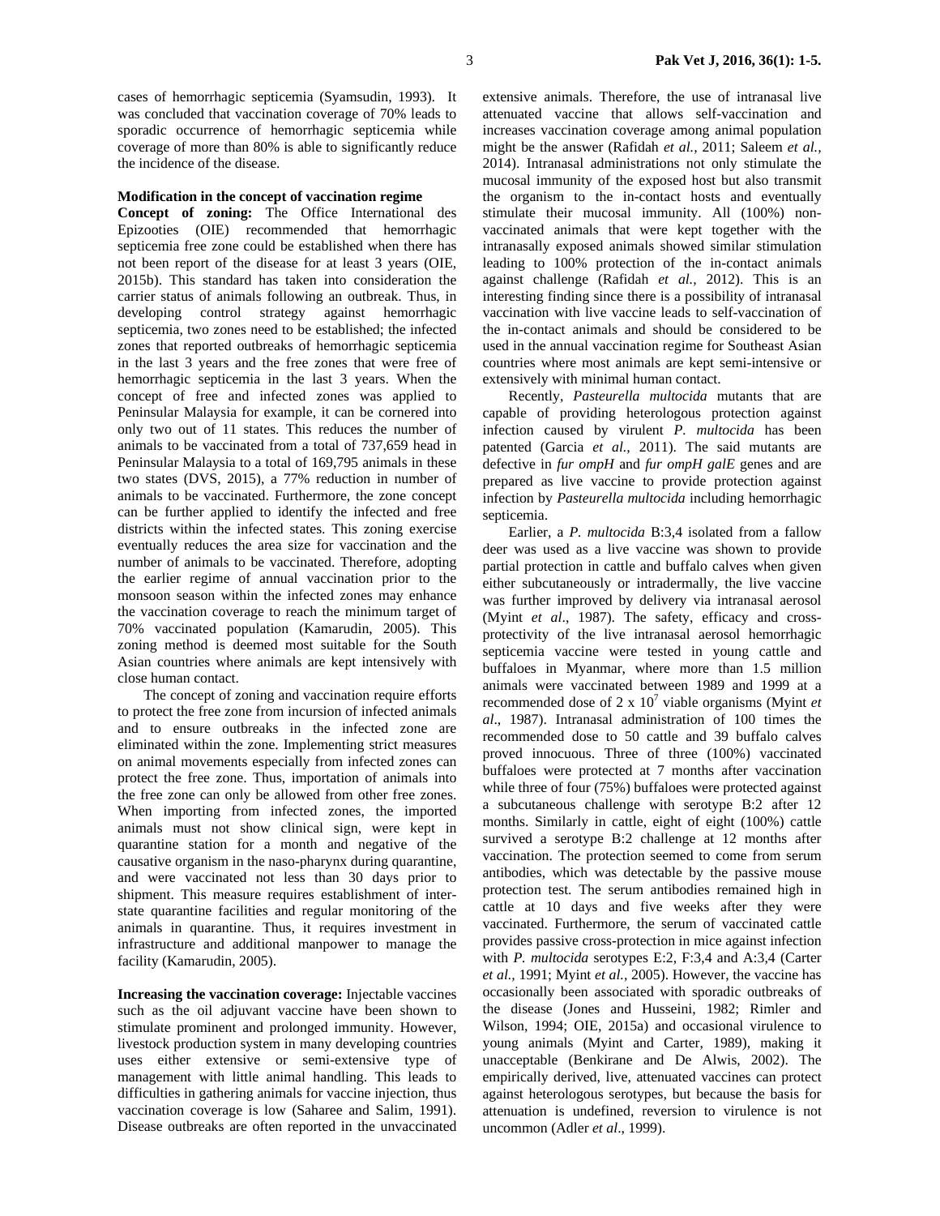cases of hemorrhagic septicemia (Syamsudin, 1993). It was concluded that vaccination coverage of 70% leads to sporadic occurrence of hemorrhagic septicemia while coverage of more than 80% is able to significantly reduce the incidence of the disease.

**Modification in the concept of vaccination regime**

**Concept of zoning:** The Office International des Epizooties (OIE) recommended that hemorrhagic septicemia free zone could be established when there has not been report of the disease for at least 3 years (OIE, 2015b). This standard has taken into consideration the carrier status of animals following an outbreak. Thus, in developing control strategy against hemorrhagic septicemia, two zones need to be established; the infected zones that reported outbreaks of hemorrhagic septicemia in the last 3 years and the free zones that were free of hemorrhagic septicemia in the last 3 years. When the concept of free and infected zones was applied to Peninsular Malaysia for example, it can be cornered into only two out of 11 states. This reduces the number of animals to be vaccinated from a total of 737,659 head in Peninsular Malaysia to a total of 169,795 animals in these two states (DVS, 2015), a 77% reduction in number of animals to be vaccinated. Furthermore, the zone concept can be further applied to identify the infected and free districts within the infected states. This zoning exercise eventually reduces the area size for vaccination and the number of animals to be vaccinated. Therefore, adopting the earlier regime of annual vaccination prior to the monsoon season within the infected zones may enhance the vaccination coverage to reach the minimum target of 70% vaccinated population (Kamarudin, 2005). This zoning method is deemed most suitable for the South Asian countries where animals are kept intensively with close human contact.

The concept of zoning and vaccination require efforts to protect the free zone from incursion of infected animals and to ensure outbreaks in the infected zone are eliminated within the zone. Implementing strict measures on animal movements especially from infected zones can protect the free zone. Thus, importation of animals into the free zone can only be allowed from other free zones. When importing from infected zones, the imported animals must not show clinical sign, were kept in quarantine station for a month and negative of the causative organism in the naso-pharynx during quarantine, and were vaccinated not less than 30 days prior to shipment. This measure requires establishment of inter-state quarantine facilities and regular monitoring of the animals in quarantine. Thus, it requires investment in infrastructure and additional manpower to manage the facility (Kamarudin, 2005).

**Increasing the vaccination coverage:** Injectable vaccines such as the oil adjuvant vaccine have been shown to stimulate prominent and prolonged immunity. However, livestock production system in many developing countries uses either extensive or semi-extensive type of management with little animal handling. This leads to difficulties in gathering animals for vaccine injection, thus vaccination coverage is low (Saharee and Salim, 1991). Disease outbreaks are often reported in the unvaccinated extensive animals. Therefore, the use of intranasal live attenuated vaccine that allows self-vaccination and increases vaccination coverage among animal population might be the answer (Rafidah *et al.,* 2011; Saleem *et al.,* 2014). Intranasal administrations not only stimulate the mucosal immunity of the exposed host but also transmit the organism to the in-contact hosts and eventually stimulate their mucosal immunity. All (100%) non-vaccinated animals that were kept together with the intranasally exposed animals showed similar stimulation leading to 100% protection of the in-contact animals against challenge (Rafidah *et al.,* 2012). This is an interesting finding since there is a possibility of intranasal vaccination with live vaccine leads to self-vaccination of the in-contact animals and should be considered to be used in the annual vaccination regime for Southeast Asian countries where most animals are kept semi-intensive or extensively with minimal human contact.

Recently, *Pasteurella multocida* mutants that are capable of providing heterologous protection against infection caused by virulent *P. multocida* has been patented (Garcia *et al.,* 2011). The said mutants are defective in *fur ompH* and *fur ompH galE* genes and are prepared as live vaccine to provide protection against infection by *Pasteurella multocida* including hemorrhagic septicemia.

Earlier, a *P. multocida* B:3,4 isolated from a fallow deer was used as a live vaccine was shown to provide partial protection in cattle and buffalo calves when given either subcutaneously or intradermally, the live vaccine was further improved by delivery via intranasal aerosol (Myint *et al*., 1987). The safety, efficacy and cross-protectivity of the live intranasal aerosol hemorrhagic septicemia vaccine were tested in young cattle and buffaloes in Myanmar, where more than 1.5 million animals were vaccinated between 1989 and 1999 at a recommended dose of $2 \times 10^7$ viable organisms (Myint *et al*., 1987). Intranasal administration of 100 times the recommended dose to 50 cattle and 39 buffalo calves proved innocuous. Three of three (100%) vaccinated buffaloes were protected at 7 months after vaccination while three of four (75%) buffaloes were protected against a subcutaneous challenge with serotype B:2 after 12 months. Similarly in cattle, eight of eight (100%) cattle survived a serotype B:2 challenge at 12 months after vaccination. The protection seemed to come from serum antibodies, which was detectable by the passive mouse protection test. The serum antibodies remained high in cattle at 10 days and five weeks after they were vaccinated. Furthermore, the serum of vaccinated cattle provides passive cross-protection in mice against infection with *P. multocida* serotypes E:2, F:3,4 and A:3,4 (Carter *et al.,* 1991; Myint *et al.,* 2005). However, the vaccine has occasionally been associated with sporadic outbreaks of the disease (Jones and Husseini, 1982; Rimler and Wilson, 1994; OIE, 2015a) and occasional virulence to young animals (Myint and Carter, 1989), making it unacceptable (Benkirane and De Alwis, 2002). The empirically derived, live, attenuated vaccines can protect against heterologous serotypes, but because the basis for attenuation is undefined, reversion to virulence is not uncommon (Adler *et al*., 1999).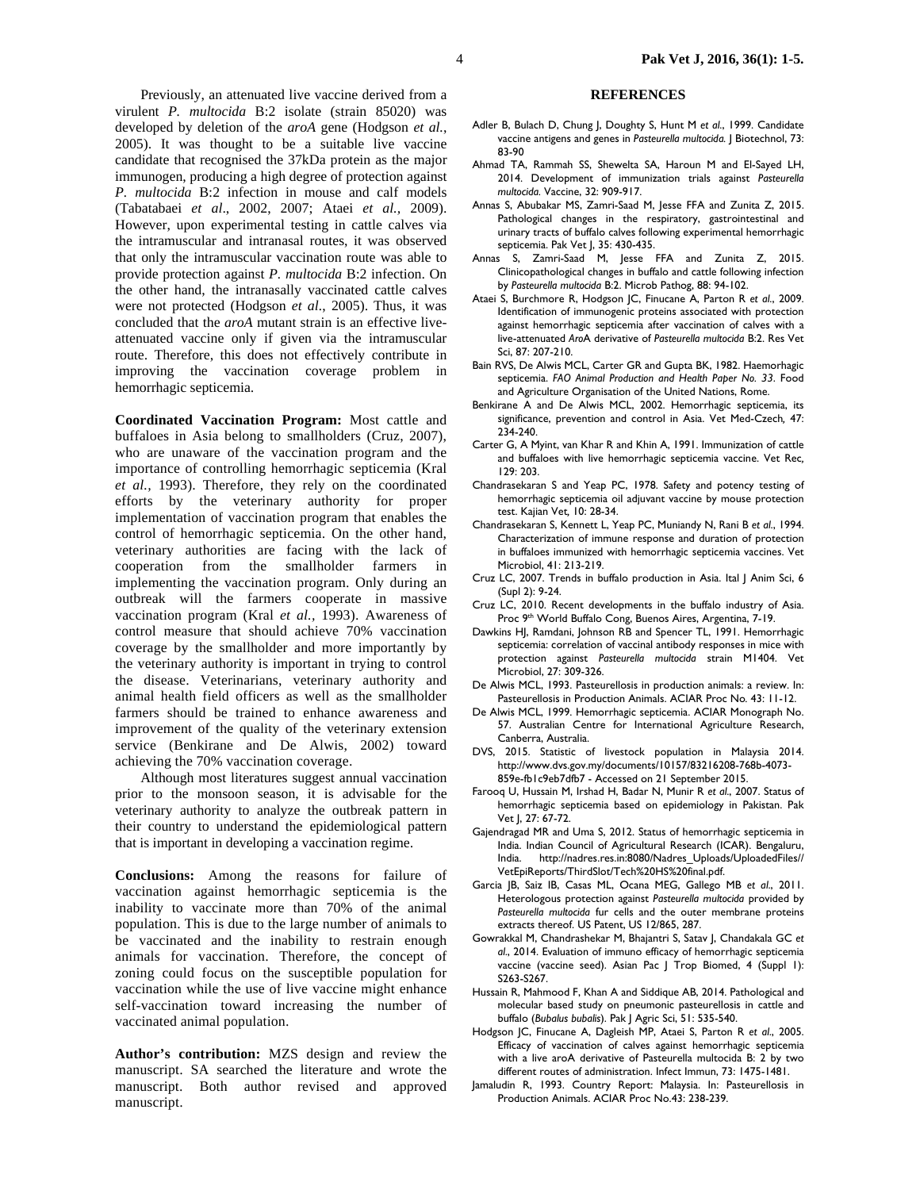Previously, an attenuated live vaccine derived from a virulent *P. multocida* B:2 isolate (strain 85020) was developed by deletion of the *aroA* gene (Hodgson *et al.*, 2005). It was thought to be a suitable live vaccine candidate that recognised the 37kDa protein as the major immunogen, producing a high degree of protection against *P. multocida* B:2 infection in mouse and calf models (Tabatabaei *et al*., 2002, 2007; Ataei *et al.*, 2009). However, upon experimental testing in cattle calves via the intramuscular and intranasal routes, it was observed that only the intramuscular vaccination route was able to provide protection against *P. multocida* B:2 infection. On the other hand, the intranasally vaccinated cattle calves were not protected (Hodgson *et al*., 2005). Thus, it was concluded that the *aroA* mutant strain is an effective live-attenuated vaccine only if given via the intramuscular route. Therefore, this does not effectively contribute in improving the vaccination coverage problem in hemorrhagic septicemia.

**Coordinated Vaccination Program:** Most cattle and buffaloes in Asia belong to smallholders (Cruz, 2007), who are unaware of the vaccination program and the importance of controlling hemorrhagic septicemia (Kral *et al.*, 1993). Therefore, they rely on the coordinated efforts by the veterinary authority for proper implementation of vaccination program that enables the control of hemorrhagic septicemia. On the other hand, veterinary authorities are facing with the lack of cooperation from the smallholder farmers in implementing the vaccination program. Only during an outbreak will the farmers cooperate in massive vaccination program (Kral *et al.*, 1993). Awareness of control measure that should achieve 70% vaccination coverage by the smallholder and more importantly by the veterinary authority is important in trying to control the disease. Veterinarians, veterinary authority and animal health field officers as well as the smallholder farmers should be trained to enhance awareness and improvement of the quality of the veterinary extension service (Benkirane and De Alwis, 2002) toward achieving the 70% vaccination coverage.

Although most literatures suggest annual vaccination prior to the monsoon season, it is advisable for the veterinary authority to analyze the outbreak pattern in their country to understand the epidemiological pattern that is important in developing a vaccination regime.

**Conclusions:** Among the reasons for failure of vaccination against hemorrhagic septicemia is the inability to vaccinate more than 70% of the animal population. This is due to the large number of animals to be vaccinated and the inability to restrain enough animals for vaccination. Therefore, the concept of zoning could focus on the susceptible population for vaccination while the use of live vaccine might enhance self-vaccination toward increasing the number of vaccinated animal population.

**Author's contribution:** MZS design and review the manuscript. SA searched the literature and wrote the manuscript. Both author revised and approved manuscript.

## REFERENCES

Adler B, Bulach D, Chung J, Doughty S, Hunt M *et al*., 1999. Candidate vaccine antigens and genes in *Pasteurella multocida.* J Biotechnol, 73: 83-90

Ahmad TA, Rammah SS, Shewelta SA, Haroun M and El-Sayed LH, 2014. Development of immunization trials against *Pasteurella multocida.* Vaccine, 32: 909-917.

Annas S, Abubakar MS, Zamri-Saad M, Jesse FFA and Zunita Z, 2015. Pathological changes in the respiratory, gastrointestinal and urinary tracts of buffalo calves following experimental hemorrhagic septicemia. Pak Vet J, 35: 430-435.

Annas S, Zamri-Saad M, Jesse FFA and Zunita Z, 2015. Clinicopathological changes in buffalo and cattle following infection by *Pasteurella multocida* B:2. Microb Pathog, 88: 94-102.

Ataei S, Burchmore R, Hodgson JC, Finucane A, Parton R *et al*., 2009. Identification of immunogenic proteins associated with protection against hemorrhagic septicemia after vaccination of calves with a live-attenuated *Aro*A derivative of *Pasteurella multocida* B:2. Res Vet Sci, 87: 207-210.

Bain RVS, De Alwis MCL, Carter GR and Gupta BK, 1982. Haemorhagic septicemia. *FAO Animal Production and Health Paper No. 33*. Food and Agriculture Organisation of the United Nations, Rome.

Benkirane A and De Alwis MCL, 2002. Hemorrhagic septicemia, its significance, prevention and control in Asia. Vet Med-Czech, 47: 234-240.

Carter G, A Myint, van Khar R and Khin A, 1991. Immunization of cattle and buffaloes with live hemorrhagic septicemia vaccine. Vet Rec, 129: 203.

Chandrasekaran S and Yeap PC, 1978. Safety and potency testing of hemorrhagic septicemia oil adjuvant vaccine by mouse protection test. Kajian Vet, 10: 28-34.

Chandrasekaran S, Kennett L, Yeap PC, Muniandy N, Rani B *et al*., 1994. Characterization of immune response and duration of protection in buffaloes immunized with hemorrhagic septicemia vaccines. Vet Microbiol, 41: 213-219.

Cruz LC, 2007. Trends in buffalo production in Asia. Ital J Anim Sci, 6 (Supl 2): 9-24.

Cruz LC, 2010. Recent developments in the buffalo industry of Asia. Proc 9th World Buffalo Cong, Buenos Aires, Argentina, 7-19.

Dawkins HJ, Ramdani, Johnson RB and Spencer TL, 1991. Hemorrhagic septicemia: correlation of vaccinal antibody responses in mice with protection against *Pasteurella multocida* strain M1404. Vet Microbiol, 27: 309-326.

De Alwis MCL, 1993. Pasteurellosis in production animals: a review. In: Pasteurellosis in Production Animals. ACIAR Proc No. 43: 11-12.

De Alwis MCL, 1999. Hemorrhagic septicemia. ACIAR Monograph No. 57. Australian Centre for International Agriculture Research, Canberra, Australia.

DVS, 2015. Statistic of livestock population in Malaysia 2014. http://www.dvs.gov.my/documents/10157/83216208-768b-4073-859e-fb1c9eb7dfb7 - Accessed on 21 September 2015.

Farooq U, Hussain M, Irshad H, Badar N, Munir R *et al*., 2007. Status of hemorrhagic septicemia based on epidemiology in Pakistan. Pak Vet J, 27: 67-72.

Gajendragad MR and Uma S, 2012. Status of hemorrhagic septicemia in India. Indian Council of Agricultural Research (ICAR). Bengaluru, India. http://nadres.res.in:8080/Nadres_Uploads/UploadedFiles//VetEpiReports/ThirdSlot/Tech%20HS%20final.pdf.

Garcia JB, Saiz IB, Casas ML, Ocana MEG, Gallego MB *et al*., 2011. Heterologous protection against *Pasteurella multocida* provided by *Pasteurella multocida* fur cells and the outer membrane proteins extracts thereof. US Patent, US 12/865, 287.

Gowrakkal M, Chandrashekar M, Bhajantri S, Satav J, Chandakala GC *et al*., 2014. Evaluation of immuno efficacy of hemorrhagic septicemia vaccine (vaccine seed). Asian Pac J Trop Biomed, 4 (Suppl 1): S263-S267.

Hussain R, Mahmood F, Khan A and Siddique AB, 2014. Pathological and molecular based study on pneumonic pasteurellosis in cattle and buffalo (*Bubalus bubalis*). Pak J Agric Sci, 51: 535-540.

Hodgson JC, Finucane A, Dagleish MP, Ataei S, Parton R *et al*., 2005. Efficacy of vaccination of calves against hemorrhagic septicemia with a live aroA derivative of Pasteurella multocida B: 2 by two different routes of administration. Infect Immun, 73: 1475-1481.

Jamaludin R, 1993. Country Report: Malaysia. In: Pasteurellosis in Production Animals. ACIAR Proc No.43: 238-239.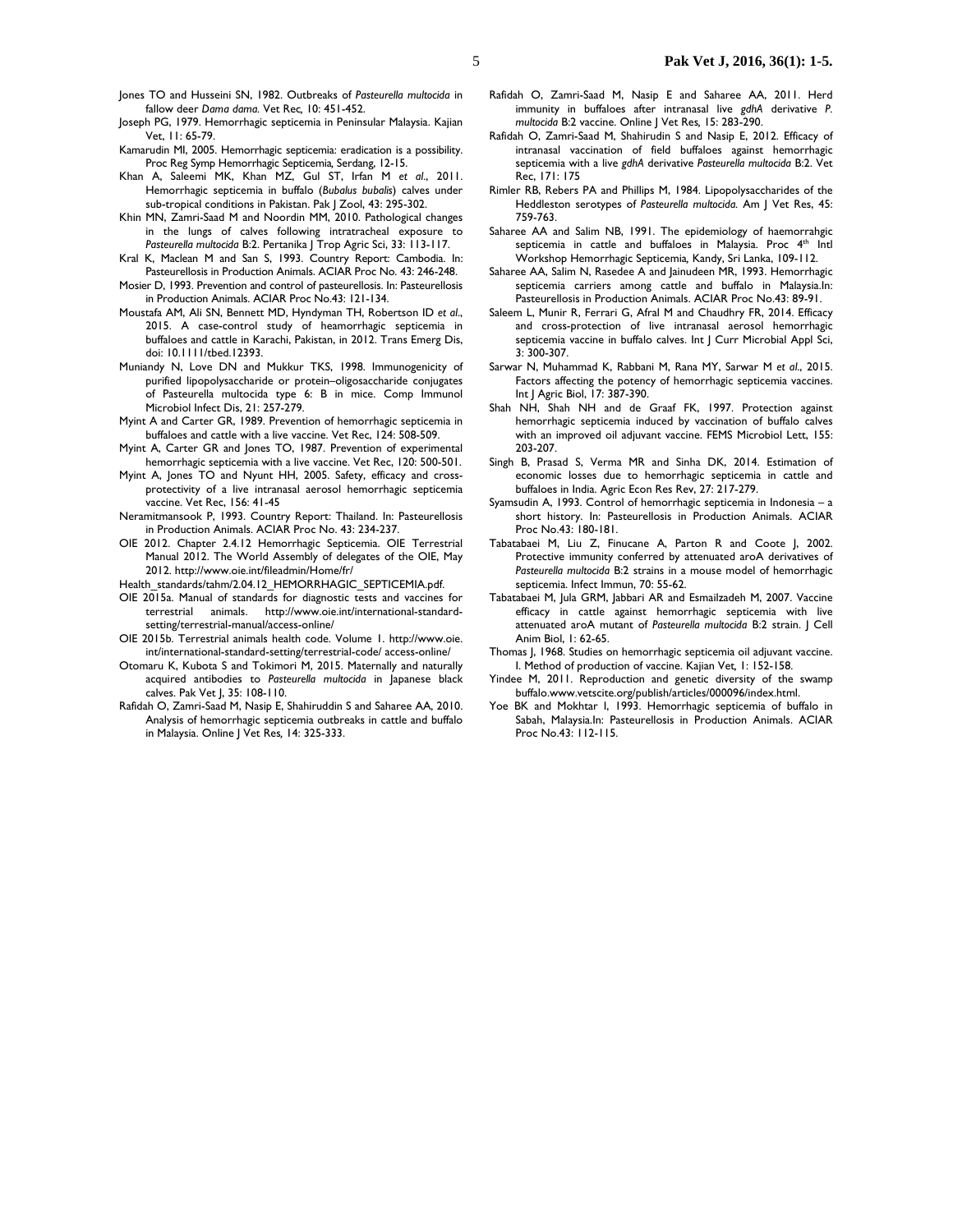Jones TO and Husseini SN, 1982. Outbreaks of *Pasteurella multocida* in fallow deer *Dama dama*. Vet Rec, 10: 451-452.

Joseph PG, 1979. Hemorrhagic septicemia in Peninsular Malaysia. Kajian Vet, 11: 65-79.

Kamarudin MI, 2005. Hemorrhagic septicemia: eradication is a possibility. Proc Reg Symp Hemorrhagic Septicemia, Serdang, 12-15.

Khan A, Saleemi MK, Khan MZ, Gul ST, Irfan M *et al*., 2011. Hemorrhagic septicemia in buffalo (*Bubalus bubalis*) calves under sub-tropical conditions in Pakistan. Pak J Zool, 43: 295-302.

Khin MN, Zamri-Saad M and Noordin MM, 2010. Pathological changes in the lungs of calves following intratracheal exposure to *Pasteurella multocida* B:2. Pertanika J Trop Agric Sci, 33: 113-117.

Kral K, Maclean M and San S, 1993. Country Report: Cambodia. In: Pasteurellosis in Production Animals. ACIAR Proc No. 43: 246-248.

Mosier D, 1993. Prevention and control of pasteurellosis. In: Pasteurellosis in Production Animals. ACIAR Proc No.43: 121-134.

Moustafa AM, Ali SN, Bennett MD, Hyndyman TH, Robertson ID *et al*., 2015. A case-control study of heamorrhagic septicemia in buffaloes and cattle in Karachi, Pakistan, in 2012. Trans Emerg Dis, doi: 10.1111/tbed.12393.

Muniandy N, Love DN and Mukkur TKS, 1998. Immunogenicity of purified lipopolysaccharide or protein–oligosaccharide conjugates of Pasteurella multocida type 6: B in mice. Comp Immunol Microbiol Infect Dis, 21: 257-279.

Myint A and Carter GR, 1989. Prevention of hemorrhagic septicemia in buffaloes and cattle with a live vaccine. Vet Rec, 124: 508-509.

Myint A, Carter GR and Jones TO, 1987. Prevention of experimental hemorrhagic septicemia with a live vaccine. Vet Rec, 120: 500-501.

Myint A, Jones TO and Nyunt HH, 2005. Safety, efficacy and cross-protectivity of a live intranasal aerosol hemorrhagic septicemia vaccine. Vet Rec, 156: 41-45

Neramitmansook P, 1993. Country Report: Thailand. In: Pasteurellosis in Production Animals. ACIAR Proc No. 43: 234-237.

OIE 2012. Chapter 2.4.12 Hemorrhagic Septicemia. OIE Terrestrial Manual 2012. The World Assembly of delegates of the OIE, May 2012. http://www.oie.int/fileadmin/Home/fr/
Health_standards/tahm/2.04.12_HEMORRHAGIC_SEPTICEMIA.pdf.

OIE 2015a. Manual of standards for diagnostic tests and vaccines for terrestrial animals. http://www.oie.int/international-standard-setting/terrestrial-manual/access-online/

OIE 2015b. Terrestrial animals health code. Volume 1. http://www.oie.int/international-standard-setting/terrestrial-code/ access-online/

Otomaru K, Kubota S and Tokimori M, 2015. Maternally and naturally acquired antibodies to *Pasteurella multocida* in Japanese black calves. Pak Vet J, 35: 108-110.

Rafidah O, Zamri-Saad M, Nasip E, Shahiruddin S and Saharee AA, 2010. Analysis of hemorrhagic septicemia outbreaks in cattle and buffalo in Malaysia. Online J Vet Res, 14: 325-333.

Rafidah O, Zamri-Saad M, Nasip E and Saharee AA, 2011. Herd immunity in buffaloes after intranasal live *gdhA* derivative *P. multocida* B:2 vaccine. Online J Vet Res, 15: 283-290.

Rafidah O, Zamri-Saad M, Shahirudin S and Nasip E, 2012. Efficacy of intranasal vaccination of field buffaloes against hemorrhagic septicemia with a live *gdhA* derivative *Pasteurella multocida* B:2. Vet Rec, 171: 175

Rimler RB, Rebers PA and Phillips M, 1984. Lipopolysaccharides of the Heddleston serotypes of *Pasteurella multocida*. Am J Vet Res, 45: 759-763.

Saharee AA and Salim NB, 1991. The epidemiology of haemorrahgic septicemia in cattle and buffaloes in Malaysia. Proc 4th Intl Workshop Hemorrhagic Septicemia, Kandy, Sri Lanka, 109-112.

Saharee AA, Salim N, Rasedee A and Jainudeen MR, 1993. Hemorrhagic septicemia carriers among cattle and buffalo in Malaysia.In: Pasteurellosis in Production Animals. ACIAR Proc No.43: 89-91.

Saleem L, Munir R, Ferrari G, Afral M and Chaudhry FR, 2014. Efficacy and cross-protection of live intranasal aerosol hemorrhagic septicemia vaccine in buffalo calves. Int J Curr Microbial Appl Sci, 3: 300-307.

Sarwar N, Muhammad K, Rabbani M, Rana MY, Sarwar M *et al*., 2015. Factors affecting the potency of hemorrhagic septicemia vaccines. Int J Agric Biol, 17: 387-390.

Shah NH, Shah NH and de Graaf FK, 1997. Protection against hemorrhagic septicemia induced by vaccination of buffalo calves with an improved oil adjuvant vaccine. FEMS Microbiol Lett, 155: 203-207.

Singh B, Prasad S, Verma MR and Sinha DK, 2014. Estimation of economic losses due to hemorrhagic septicemia in cattle and buffaloes in India. Agric Econ Res Rev, 27: 217-279.

Syamsudin A, 1993. Control of hemorrhagic septicemia in Indonesia – a short history. In: Pasteurellosis in Production Animals. ACIAR Proc No.43: 180-181.

Tabatabaei M, Liu Z, Finucane A, Parton R and Coote J, 2002. Protective immunity conferred by attenuated aroA derivatives of *Pasteurella multocida* B:2 strains in a mouse model of hemorrhagic septicemia. Infect Immun, 70: 55-62.

Tabatabaei M, Jula GRM, Jabbari AR and Esmailzadeh M, 2007. Vaccine efficacy in cattle against hemorrhagic septicemia with live attenuated aroA mutant of *Pasteurella multocida* B:2 strain. J Cell Anim Biol, 1: 62-65.

Thomas J, 1968. Studies on hemorrhagic septicemia oil adjuvant vaccine. I. Method of production of vaccine. Kajian Vet, 1: 152-158.

Yindee M, 2011. Reproduction and genetic diversity of the swamp buffalo.www.vetscite.org/publish/articles/000096/index.html.

Yoe BK and Mokhtar I, 1993. Hemorrhagic septicemia of buffalo in Sabah, Malaysia.In: Pasteurellosis in Production Animals. ACIAR Proc No.43: 112-115.